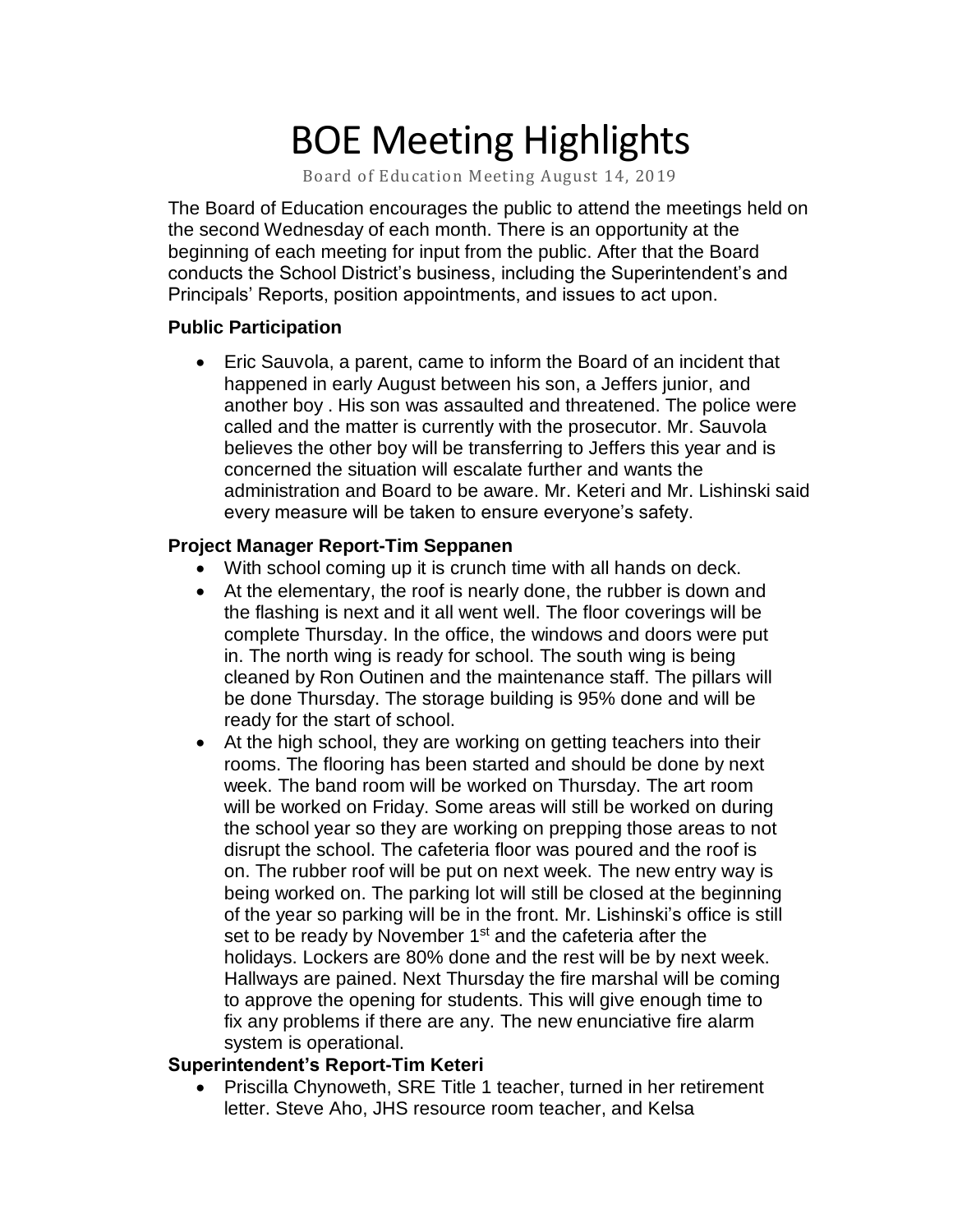# BOE Meeting Highlights

Board of Education Meeting August 14, 2019

The Board of Education encourages the public to attend the meetings held on the second Wednesday of each month. There is an opportunity at the beginning of each meeting for input from the public. After that the Board conducts the School District's business, including the Superintendent's and Principals' Reports, position appointments, and issues to act upon.

### Public Participation

- Eric Sauvola, a parent, came to inform the Board of an incident that happened in early August between his son, a Jeffers junior, and another boy . His son was assaulted and threatened. The police were called and the matter is currently with the prosecutor. Mr. Sauvola believes the other boy will be transferring to Jeffers this year and is concerned the situation will escalate further and wants the administration and Board to be aware. Mr. Keteri and Mr. Lishinski said every measure will be taken to ensure everyone's safety.

### Project Manager Report-Tim Seppanen

- With school coming up it is crunch time with all hands on deck.
- At the elementary, the roof is nearly done, the rubber is down and the flashing is next and it all went well. The floor coverings will be complete Thursday. In the office, the windows and doors were put in. The north wing is ready for school. The south wing is being cleaned by Ron Outinen and the maintenance staff. The pillars will be done Thursday. The storage building is 95% done and will be ready for the start of school.
- At the high school, they are working on getting teachers into their rooms. The flooring has been started and should be done by next week. The band room will be worked on Thursday. The art room will be worked on Friday. Some areas will still be worked on during the school year so they are working on prepping those areas to not disrupt the school. The cafeteria floor was poured and the roof is on. The rubber roof will be put on next week. The new entry way is being worked on. The parking lot will still be closed at the beginning of the year so parking will be in the front. Mr. Lishinski's office is still set to be ready by November 1st and the cafeteria after the holidays. Lockers are 80% done and the rest will be by next week. Hallways are pained. Next Thursday the fire marshal will be coming to approve the opening for students. This will give enough time to fix any problems if there are any. The new enunciative fire alarm system is operational.

### Superintendent's Report-Tim Keteri

- Priscilla Chynoweth, SRE Title 1 teacher, turned in her retirement letter. Steve Aho, JHS resource room teacher, and Kelsa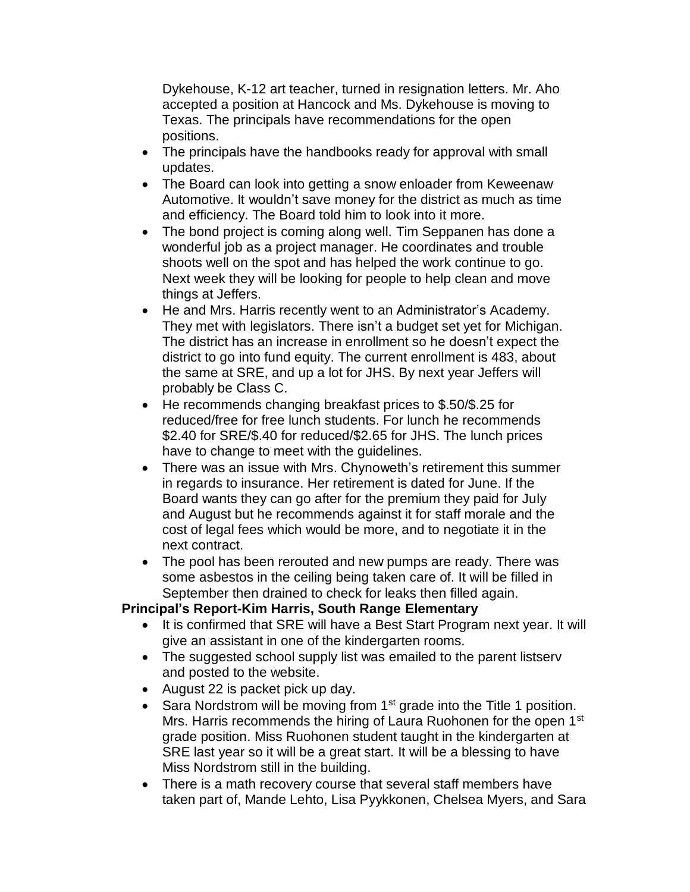Dykehouse, K-12 art teacher, turned in resignation letters. Mr. Aho accepted a position at Hancock and Ms. Dykehouse is moving to Texas. The principals have recommendations for the open positions.

- The principals have the handbooks ready for approval with small updates.
- The Board can look into getting a snow enloader from Keweenaw Automotive. It wouldn't save money for the district as much as time and efficiency. The Board told him to look into it more.
- The bond project is coming along well. Tim Seppanen has done a wonderful job as a project manager. He coordinates and trouble shoots well on the spot and has helped the work continue to go. Next week they will be looking for people to help clean and move things at Jeffers.
- He and Mrs. Harris recently went to an Administrator's Academy. They met with legislators. There isn't a budget set yet for Michigan. The district has an increase in enrollment so he doesn't expect the district to go into fund equity. The current enrollment is 483, about the same at SRE, and up a lot for JHS. By next year Jeffers will probably be Class C.
- He recommends changing breakfast prices to \$.50/\$.25 for reduced/free for free lunch students. For lunch he recommends \$2.40 for SRE/\$.40 for reduced/\$2.65 for JHS. The lunch prices have to change to meet with the guidelines.
- There was an issue with Mrs. Chynoweth's retirement this summer in regards to insurance. Her retirement is dated for June. If the Board wants they can go after for the premium they paid for July and August but he recommends against it for staff morale and the cost of legal fees which would be more, and to negotiate it in the next contract.
- The pool has been rerouted and new pumps are ready. There was some asbestos in the ceiling being taken care of. It will be filled in September then drained to check for leaks then filled again.

**Principal's Report-Kim Harris, South Range Elementary**

- It is confirmed that SRE will have a Best Start Program next year. It will give an assistant in one of the kindergarten rooms.
- The suggested school supply list was emailed to the parent listserv and posted to the website.
- August 22 is packet pick up day.
- Sara Nordstrom will be moving from 1st grade into the Title 1 position. Mrs. Harris recommends the hiring of Laura Ruohonen for the open 1st grade position. Miss Ruohonen student taught in the kindergarten at SRE last year so it will be a great start. It will be a blessing to have Miss Nordstrom still in the building.
- There is a math recovery course that several staff members have taken part of, Mande Lehto, Lisa Pyykkonen, Chelsea Myers, and Sara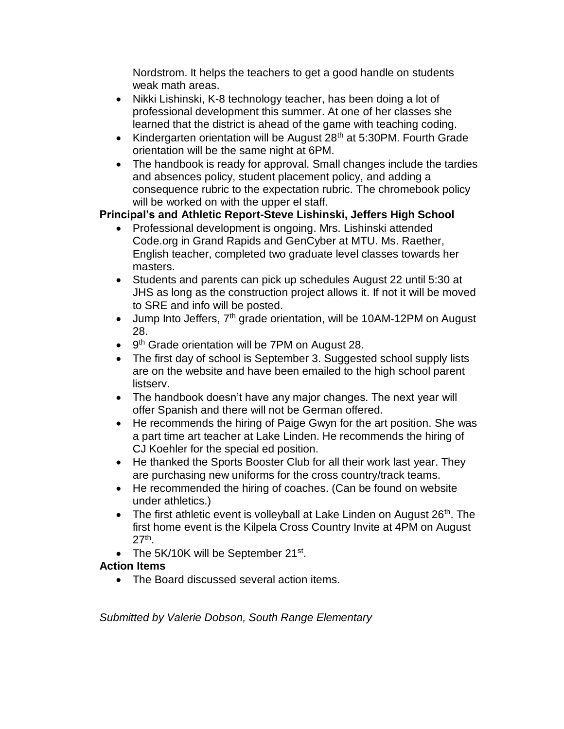Nordstrom. It helps the teachers to get a good handle on students weak math areas.

- Nikki Lishinski, K-8 technology teacher, has been doing a lot of professional development this summer. At one of her classes she learned that the district is ahead of the game with teaching coding.
- Kindergarten orientation will be August 28th at 5:30PM. Fourth Grade orientation will be the same night at 6PM.
- The handbook is ready for approval. Small changes include the tardies and absences policy, student placement policy, and adding a consequence rubric to the expectation rubric. The chromebook policy will be worked on with the upper el staff.

**Principal's and Athletic Report-Steve Lishinski, Jeffers High School**

- Professional development is ongoing. Mrs. Lishinski attended Code.org in Grand Rapids and GenCyber at MTU. Ms. Raether, English teacher, completed two graduate level classes towards her masters.
- Students and parents can pick up schedules August 22 until 5:30 at JHS as long as the construction project allows it. If not it will be moved to SRE and info will be posted.
- Jump Into Jeffers, 7th grade orientation, will be 10AM-12PM on August 28.
- 9th Grade orientation will be 7PM on August 28.
- The first day of school is September 3. Suggested school supply lists are on the website and have been emailed to the high school parent listserv.
- The handbook doesn't have any major changes. The next year will offer Spanish and there will not be German offered.
- He recommends the hiring of Paige Gwyn for the art position. She was a part time art teacher at Lake Linden. He recommends the hiring of CJ Koehler for the special ed position.
- He thanked the Sports Booster Club for all their work last year. They are purchasing new uniforms for the cross country/track teams.
- He recommended the hiring of coaches. (Can be found on website under athletics.)
- The first athletic event is volleyball at Lake Linden on August 26th. The first home event is the Kilpela Cross Country Invite at 4PM on August 27th.
- The 5K/10K will be September 21st.

**Action Items**

- The Board discussed several action items.

*Submitted by Valerie Dobson, South Range Elementary*